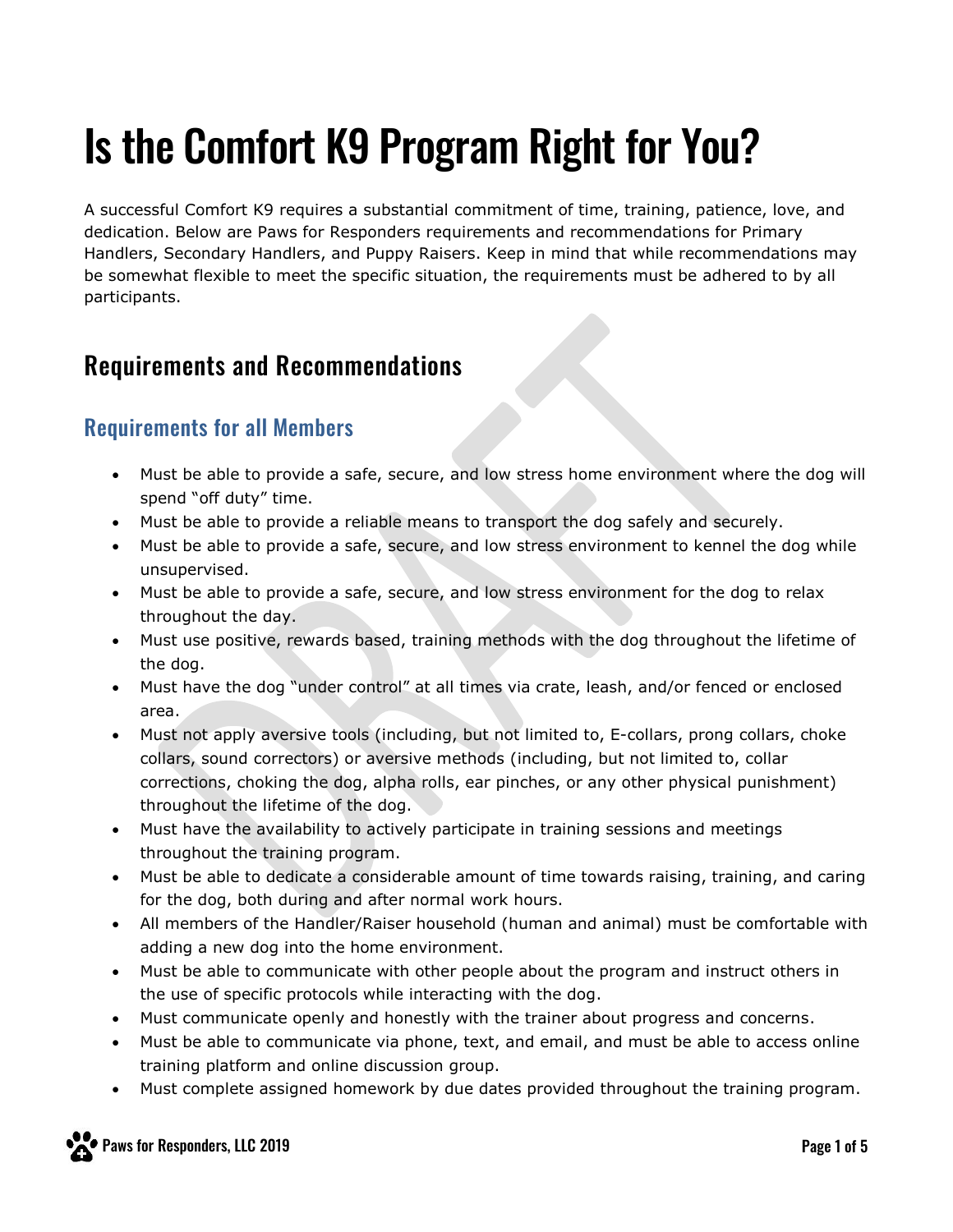# Is the Comfort K9 Program Right for You?

A successful Comfort K9 requires a substantial commitment of time, training, patience, love, and dedication. Below are Paws for Responders requirements and recommendations for Primary Handlers, Secondary Handlers, and Puppy Raisers. Keep in mind that while recommendations may be somewhat flexible to meet the specific situation, the requirements must be adhered to by all participants.

## Requirements and Recommendations

### Requirements for all Members

- Must be able to provide a safe, secure, and low stress home environment where the dog will spend "off duty" time.
- Must be able to provide a reliable means to transport the dog safely and securely.
- Must be able to provide a safe, secure, and low stress environment to kennel the dog while unsupervised.
- Must be able to provide a safe, secure, and low stress environment for the dog to relax throughout the day.
- Must use positive, rewards based, training methods with the dog throughout the lifetime of the dog.
- Must have the dog "under control" at all times via crate, leash, and/or fenced or enclosed area.
- Must not apply aversive tools (including, but not limited to, E-collars, prong collars, choke collars, sound correctors) or aversive methods (including, but not limited to, collar corrections, choking the dog, alpha rolls, ear pinches, or any other physical punishment) throughout the lifetime of the dog.
- Must have the availability to actively participate in training sessions and meetings throughout the training program.
- Must be able to dedicate a considerable amount of time towards raising, training, and caring for the dog, both during and after normal work hours.
- All members of the Handler/Raiser household (human and animal) must be comfortable with adding a new dog into the home environment.
- Must be able to communicate with other people about the program and instruct others in the use of specific protocols while interacting with the dog.
- Must communicate openly and honestly with the trainer about progress and concerns.
- Must be able to communicate via phone, text, and email, and must be able to access online training platform and online discussion group.
- Must complete assigned homework by due dates provided throughout the training program.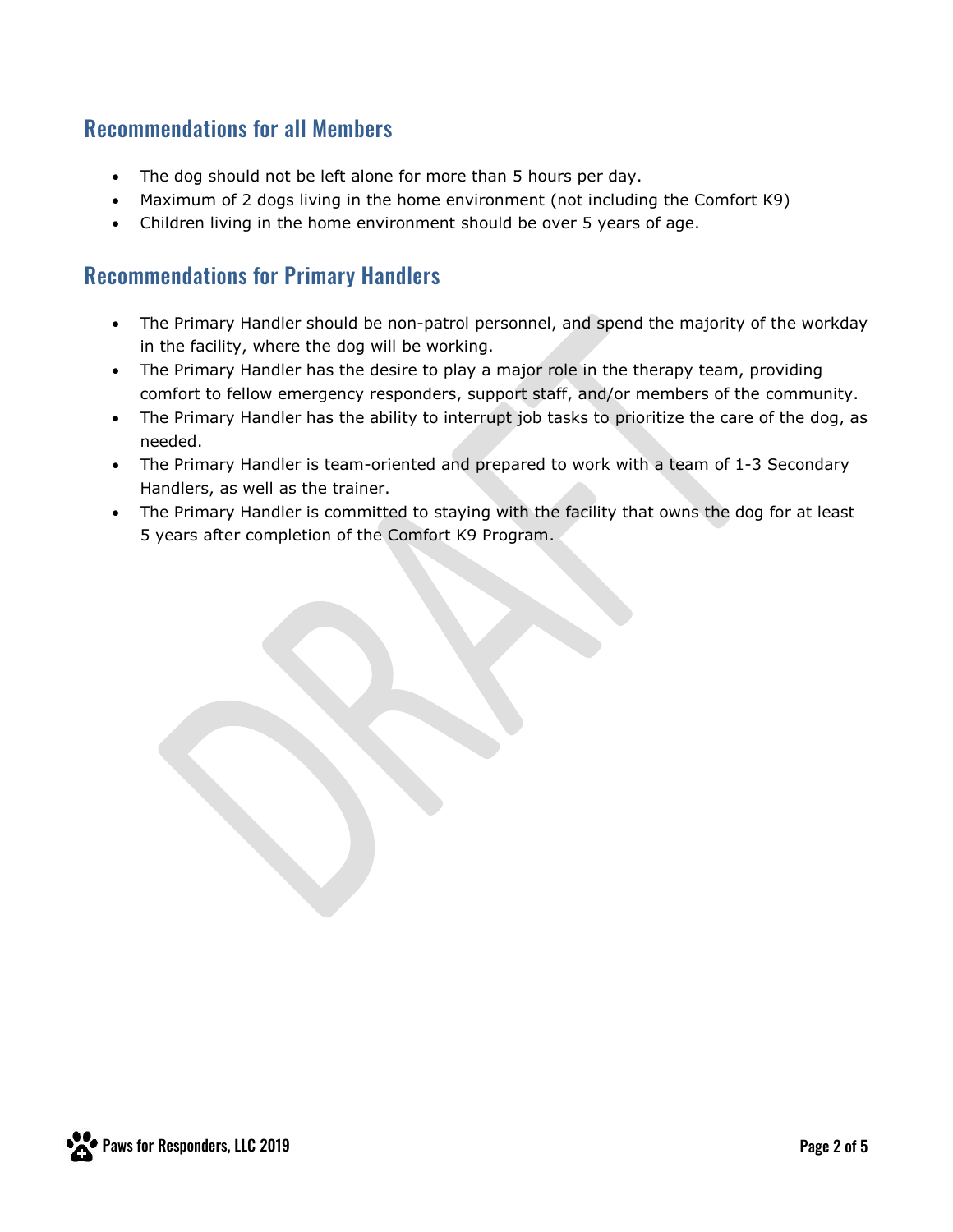## Recommendations for all Members

- The dog should not be left alone for more than 5 hours per day.
- Maximum of 2 dogs living in the home environment (not including the Comfort K9)
- Children living in the home environment should be over 5 years of age.

## Recommendations for Primary Handlers

- The Primary Handler should be non-patrol personnel, and spend the majority of the workday in the facility, where the dog will be working.
- The Primary Handler has the desire to play a major role in the therapy team, providing comfort to fellow emergency responders, support staff, and/or members of the community.
- The Primary Handler has the ability to interrupt job tasks to prioritize the care of the dog, as needed.
- The Primary Handler is team-oriented and prepared to work with a team of 1-3 Secondary Handlers, as well as the trainer.
- The Primary Handler is committed to staying with the facility that owns the dog for at least 5 years after completion of the Comfort K9 Program.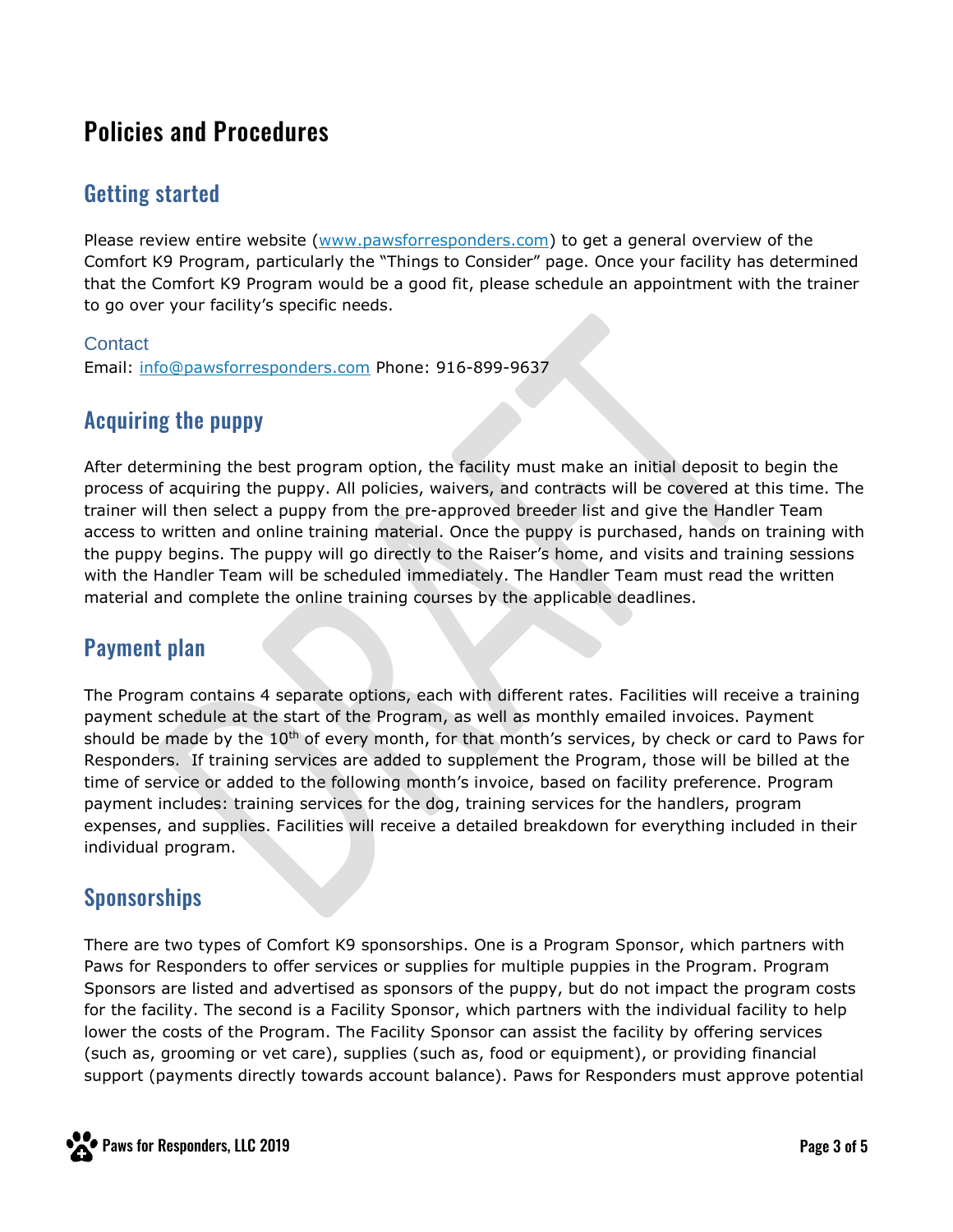# Policies and Procedures

## Getting started

Please review entire website (www.pawsforresponders.com) to get a general overview of the Comfort K9 Program, particularly the "Things to Consider" page. Once your facility has determined that the Comfort K9 Program would be a good fit, please schedule an appointment with the trainer to go over your facility's specific needs.

### Contact

Email: info@pawsforresponders.com Phone: 916-899-9637

## Acquiring the puppy

After determining the best program option, the facility must make an initial deposit to begin the process of acquiring the puppy. All policies, waivers, and contracts will be covered at this time. The trainer will then select a puppy from the pre-approved breeder list and give the Handler Team access to written and online training material. Once the puppy is purchased, hands on training with the puppy begins. The puppy will go directly to the Raiser's home, and visits and training sessions with the Handler Team will be scheduled immediately. The Handler Team must read the written material and complete the online training courses by the applicable deadlines.

## Payment plan

The Program contains 4 separate options, each with different rates. Facilities will receive a training payment schedule at the start of the Program, as well as monthly emailed invoices. Payment should be made by the 10th of every month, for that month's services, by check or card to Paws for Responders. If training services are added to supplement the Program, those will be billed at the time of service or added to the following month's invoice, based on facility preference. Program payment includes: training services for the dog, training services for the handlers, program expenses, and supplies. Facilities will receive a detailed breakdown for everything included in their individual program.

## Sponsorships

There are two types of Comfort K9 sponsorships. One is a Program Sponsor, which partners with Paws for Responders to offer services or supplies for multiple puppies in the Program. Program Sponsors are listed and advertised as sponsors of the puppy, but do not impact the program costs for the facility. The second is a Facility Sponsor, which partners with the individual facility to help lower the costs of the Program. The Facility Sponsor can assist the facility by offering services (such as, grooming or vet care), supplies (such as, food or equipment), or providing financial support (payments directly towards account balance). Paws for Responders must approve potential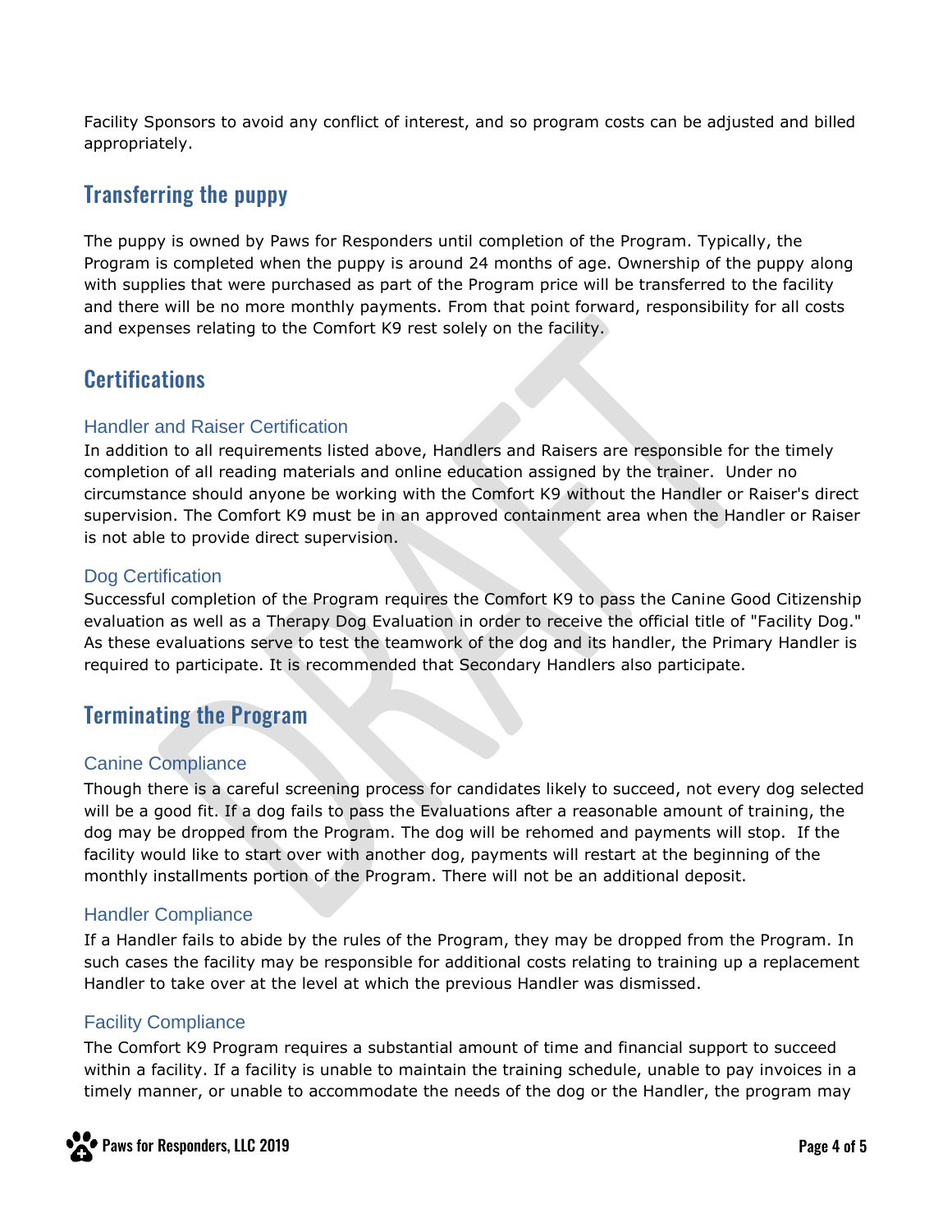Facility Sponsors to avoid any conflict of interest, and so program costs can be adjusted and billed appropriately.

## Transferring the puppy

The puppy is owned by Paws for Responders until completion of the Program. Typically, the Program is completed when the puppy is around 24 months of age. Ownership of the puppy along with supplies that were purchased as part of the Program price will be transferred to the facility and there will be no more monthly payments. From that point forward, responsibility for all costs and expenses relating to the Comfort K9 rest solely on the facility.

## Certifications

### Handler and Raiser Certification

In addition to all requirements listed above, Handlers and Raisers are responsible for the timely completion of all reading materials and online education assigned by the trainer. Under no circumstance should anyone be working with the Comfort K9 without the Handler or Raiser's direct supervision. The Comfort K9 must be in an approved containment area when the Handler or Raiser is not able to provide direct supervision.

### Dog Certification

Successful completion of the Program requires the Comfort K9 to pass the Canine Good Citizenship evaluation as well as a Therapy Dog Evaluation in order to receive the official title of "Facility Dog." As these evaluations serve to test the teamwork of the dog and its handler, the Primary Handler is required to participate. It is recommended that Secondary Handlers also participate.

## Terminating the Program

### Canine Compliance

Though there is a careful screening process for candidates likely to succeed, not every dog selected will be a good fit. If a dog fails to pass the Evaluations after a reasonable amount of training, the dog may be dropped from the Program. The dog will be rehomed and payments will stop. If the facility would like to start over with another dog, payments will restart at the beginning of the monthly installments portion of the Program. There will not be an additional deposit.

### Handler Compliance

If a Handler fails to abide by the rules of the Program, they may be dropped from the Program. In such cases the facility may be responsible for additional costs relating to training up a replacement Handler to take over at the level at which the previous Handler was dismissed.

### Facility Compliance

The Comfort K9 Program requires a substantial amount of time and financial support to succeed within a facility. If a facility is unable to maintain the training schedule, unable to pay invoices in a timely manner, or unable to accommodate the needs of the dog or the Handler, the program may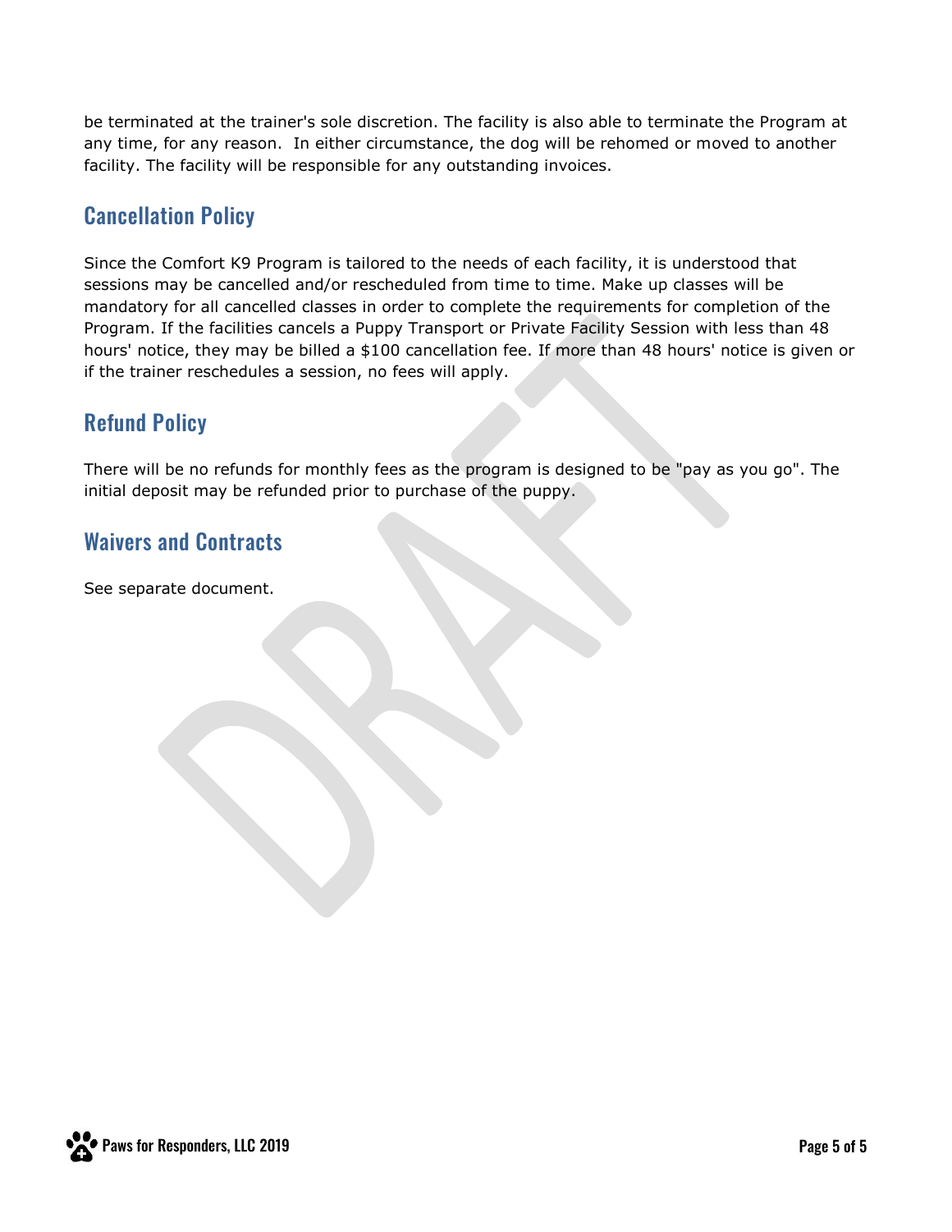be terminated at the trainer's sole discretion. The facility is also able to terminate the Program at any time, for any reason. In either circumstance, the dog will be rehomed or moved to another facility. The facility will be responsible for any outstanding invoices.

## Cancellation Policy

Since the Comfort K9 Program is tailored to the needs of each facility, it is understood that sessions may be cancelled and/or rescheduled from time to time. Make up classes will be mandatory for all cancelled classes in order to complete the requirements for completion of the Program. If the facilities cancels a Puppy Transport or Private Facility Session with less than 48 hours' notice, they may be billed a $100 cancellation fee. If more than 48 hours' notice is given or if the trainer reschedules a session, no fees will apply.

## Refund Policy

There will be no refunds for monthly fees as the program is designed to be "pay as you go". The initial deposit may be refunded prior to purchase of the puppy.

## Waivers and Contracts

See separate document.